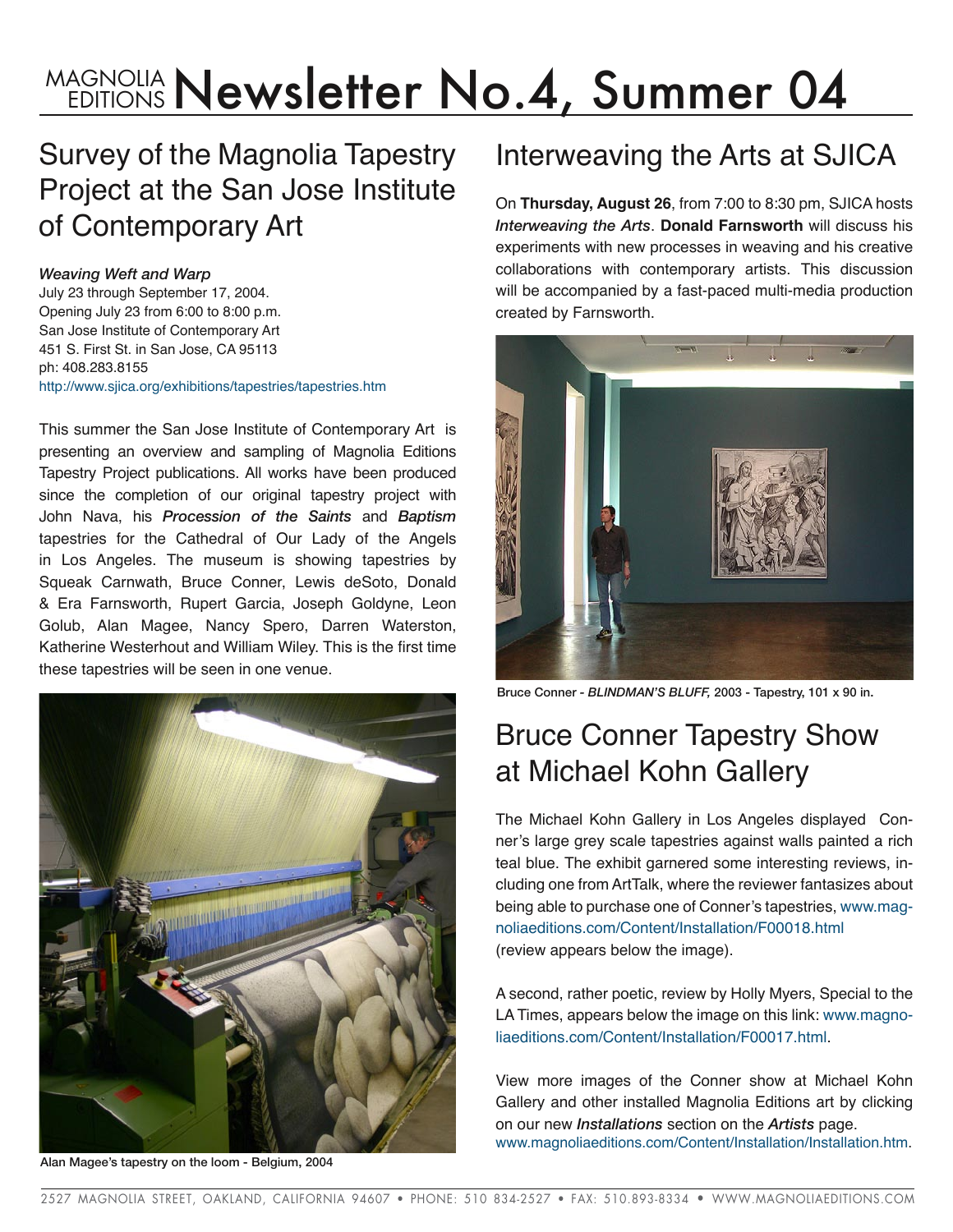# MAGNOLIA EDITIONS Newsletter No.4, Summer 04

## Survey of the Magnolia Tapestry Project at the San Jose Institute of Contemporary Art

***Weaving Weft and Warp***
July 23 through September 17, 2004.
Opening July 23 from 6:00 to 8:00 p.m.
San Jose Institute of Contemporary Art
451 S. First St. in San Jose, CA 95113
ph: 408.283.8155
http://www.sjica.org/exhibitions/tapestries/tapestries.htm

This summer the San Jose Institute of Contemporary Art is presenting an overview and sampling of Magnolia Editions Tapestry Project publications. All works have been produced since the completion of our original tapestry project with John Nava, his ***Procession of the Saints*** and ***Baptism*** tapestries for the Cathedral of Our Lady of the Angels in Los Angeles. The museum is showing tapestries by Squeak Carnwath, Bruce Conner, Lewis deSoto, Donald & Era Farnsworth, Rupert Garcia, Joseph Goldyne, Leon Golub, Alan Magee, Nancy Spero, Darren Waterston, Katherine Westerhout and William Wiley. This is the first time these tapestries will be seen in one venue.

**Alan Magee's tapestry on the loom - Belgium, 2004**

## Interweaving the Arts at SJICA

On **Thursday, August 26**, from 7:00 to 8:30 pm, SJICA hosts ***Interweaving the Arts***. **Donald Farnsworth** will discuss his experiments with new processes in weaving and his creative collaborations with contemporary artists. This discussion will be accompanied by a fast-paced multi-media production created by Farnsworth.

**Bruce Conner - *BLINDMAN'S BLUFF,* 2003 - Tapestry, 101 x 90 in.**

## Bruce Conner Tapestry Show at Michael Kohn Gallery

The Michael Kohn Gallery in Los Angeles displayed Conner's large grey scale tapestries against walls painted a rich teal blue. The exhibit garnered some interesting reviews, including one from ArtTalk, where the reviewer fantasizes about being able to purchase one of Conner's tapestries, www.magnoliaeditions.com/Content/Installation/F00018.html (review appears below the image).

A second, rather poetic, review by Holly Myers, Special to the LA Times, appears below the image on this link: www.magnoliaeditions.com/Content/Installation/F00017.html.

View more images of the Conner show at Michael Kohn Gallery and other installed Magnolia Editions art by clicking on our new ***Installations*** section on the ***Artists*** page.
www.magnoliaeditions.com/Content/Installation/Installation.htm.

2527 MAGNOLIA STREET, OAKLAND, CALIFORNIA 94607 • PHONE: 510 834-2527 • FAX: 510.893-8334 • WWW.MAGNOLIAEDITIONS.COM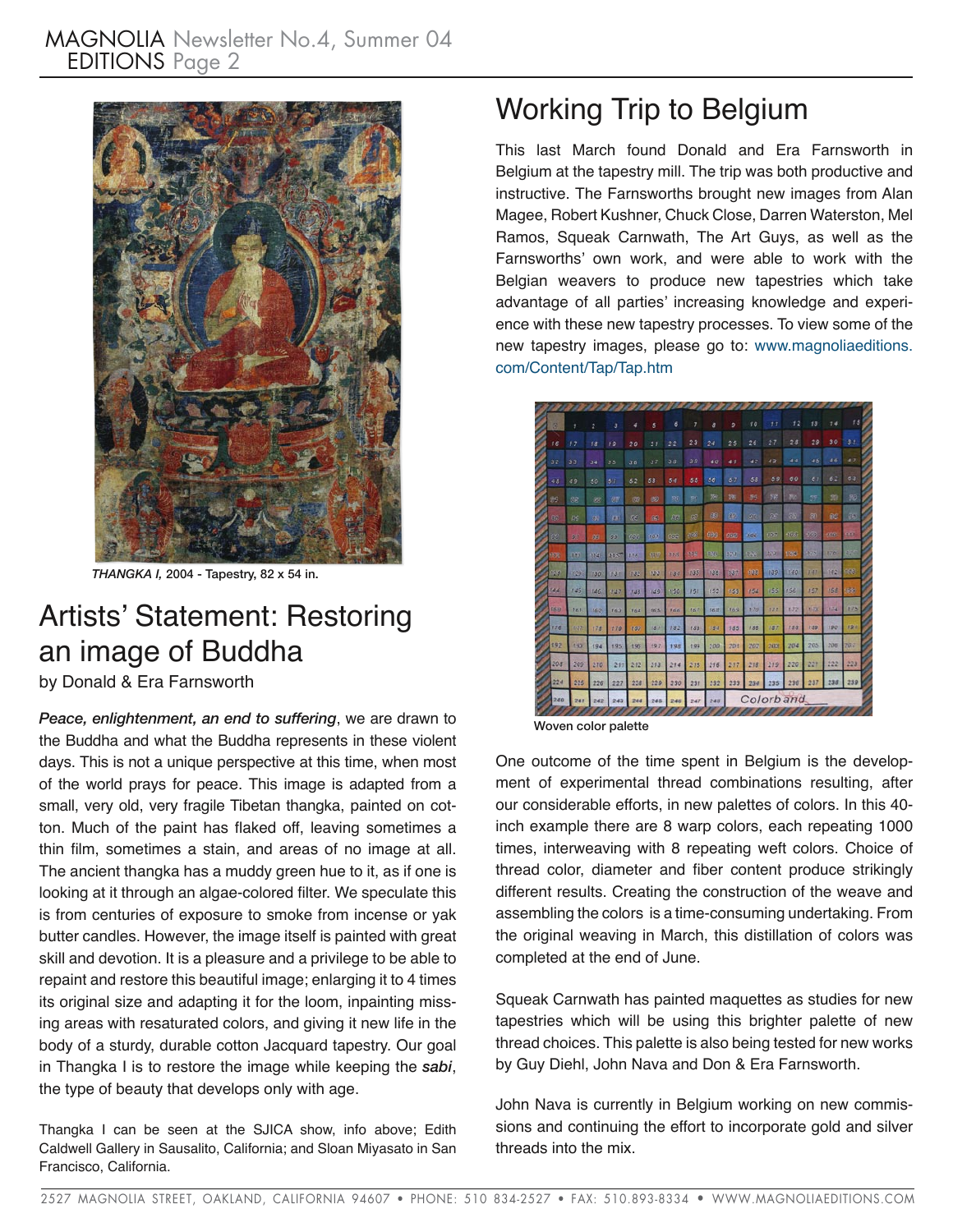*THANGKA I,* 2004 - Tapestry, 82 x 54 in.

## Artists' Statement: Restoring an image of Buddha

by Donald & Era Farnsworth

***Peace, enlightenment, an end to suffering***, we are drawn to the Buddha and what the Buddha represents in these violent days. This is not a unique perspective at this time, when most of the world prays for peace. This image is adapted from a small, very old, very fragile Tibetan thangka, painted on cotton. Much of the paint has flaked off, leaving sometimes a thin film, sometimes a stain, and areas of no image at all. The ancient thangka has a muddy green hue to it, as if one is looking at it through an algae-colored filter. We speculate this is from centuries of exposure to smoke from incense or yak butter candles. However, the image itself is painted with great skill and devotion. It is a pleasure and a privilege to be able to repaint and restore this beautiful image; enlarging it to 4 times its original size and adapting it for the loom, inpainting missing areas with resaturated colors, and giving it new life in the body of a sturdy, durable cotton Jacquard tapestry. Our goal in Thangka I is to restore the image while keeping the ***sabi***, the type of beauty that develops only with age.

Thangka I can be seen at the SJICA show, info above; Edith Caldwell Gallery in Sausalito, California; and Sloan Miyasato in San Francisco, California.

## Working Trip to Belgium

This last March found Donald and Era Farnsworth in Belgium at the tapestry mill. The trip was both productive and instructive. The Farnsworths brought new images from Alan Magee, Robert Kushner, Chuck Close, Darren Waterston, Mel Ramos, Squeak Carnwath, The Art Guys, as well as the Farnsworths' own work, and were able to work with the Belgian weavers to produce new tapestries which take advantage of all parties' increasing knowledge and experience with these new tapestry processes. To view some of the new tapestry images, please go to: www.magnoliaeditions.com/Content/Tap/Tap.htm

Woven color palette

One outcome of the time spent in Belgium is the development of experimental thread combinations resulting, after our considerable efforts, in new palettes of colors. In this 40-inch example there are 8 warp colors, each repeating 1000 times, interweaving with 8 repeating weft colors. Choice of thread color, diameter and fiber content produce strikingly different results. Creating the construction of the weave and assembling the colors is a time-consuming undertaking. From the original weaving in March, this distillation of colors was completed at the end of June.

Squeak Carnwath has painted maquettes as studies for new tapestries which will be using this brighter palette of new thread choices. This palette is also being tested for new works by Guy Diehl, John Nava and Don & Era Farnsworth.

John Nava is currently in Belgium working on new commissions and continuing the effort to incorporate gold and silver threads into the mix.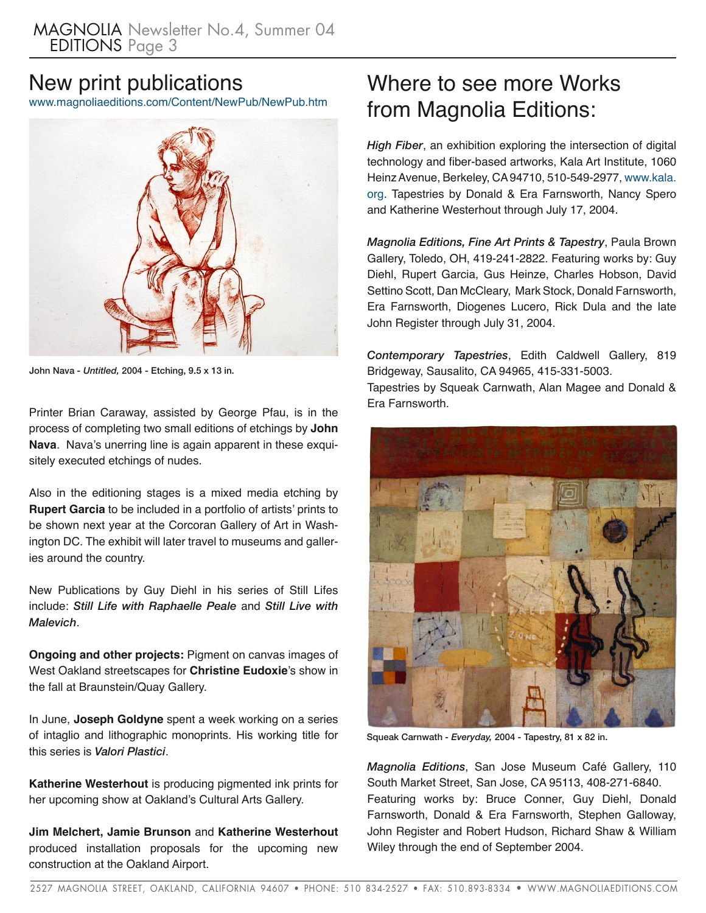## New print publications

www.magnoliaeditions.com/Content/NewPub/NewPub.htm

John Nava - *Untitled,* 2004 - Etching, 9.5 x 13 in.

Printer Brian Caraway, assisted by George Pfau, is in the process of completing two small editions of etchings by **John Nava**. Nava's unerring line is again apparent in these exquisitely executed etchings of nudes.

Also in the editioning stages is a mixed media etching by **Rupert Garcia** to be included in a portfolio of artists' prints to be shown next year at the Corcoran Gallery of Art in Washington DC. The exhibit will later travel to museums and galleries around the country.

New Publications by Guy Diehl in his series of Still Lifes include: ***Still Life with Raphaelle Peale*** and ***Still Live with Malevich***.

**Ongoing and other projects:** Pigment on canvas images of West Oakland streetscapes for **Christine Eudoxie**'s show in the fall at Braunstein/Quay Gallery.

In June, **Joseph Goldyne** spent a week working on a series of intaglio and lithographic monoprints. His working title for this series is ***Valori Plastici***.

**Katherine Westerhout** is producing pigmented ink prints for her upcoming show at Oakland's Cultural Arts Gallery.

**Jim Melchert, Jamie Brunson** and **Katherine Westerhout** produced installation proposals for the upcoming new construction at the Oakland Airport.

## Where to see more Works from Magnolia Editions:

***High Fiber***, an exhibition exploring the intersection of digital technology and fiber-based artworks, Kala Art Institute, 1060 Heinz Avenue, Berkeley, CA 94710, 510-549-2977, www.kala.org. Tapestries by Donald & Era Farnsworth, Nancy Spero and Katherine Westerhout through July 17, 2004.

***Magnolia Editions, Fine Art Prints & Tapestry***, Paula Brown Gallery, Toledo, OH, 419-241-2822. Featuring works by: Guy Diehl, Rupert Garcia, Gus Heinze, Charles Hobson, David Settino Scott, Dan McCleary, Mark Stock, Donald Farnsworth, Era Farnsworth, Diogenes Lucero, Rick Dula and the late John Register through July 31, 2004.

***Contemporary Tapestries***, Edith Caldwell Gallery, 819 Bridgeway, Sausalito, CA 94965, 415-331-5003.
Tapestries by Squeak Carnwath, Alan Magee and Donald & Era Farnsworth.

Squeak Carnwath - *Everyday,* 2004 - Tapestry, 81 x 82 in.

***Magnolia Editions***, San Jose Museum Café Gallery, 110 South Market Street, San Jose, CA 95113, 408-271-6840. Featuring works by: Bruce Conner, Guy Diehl, Donald Farnsworth, Donald & Era Farnsworth, Stephen Galloway, John Register and Robert Hudson, Richard Shaw & William Wiley through the end of September 2004.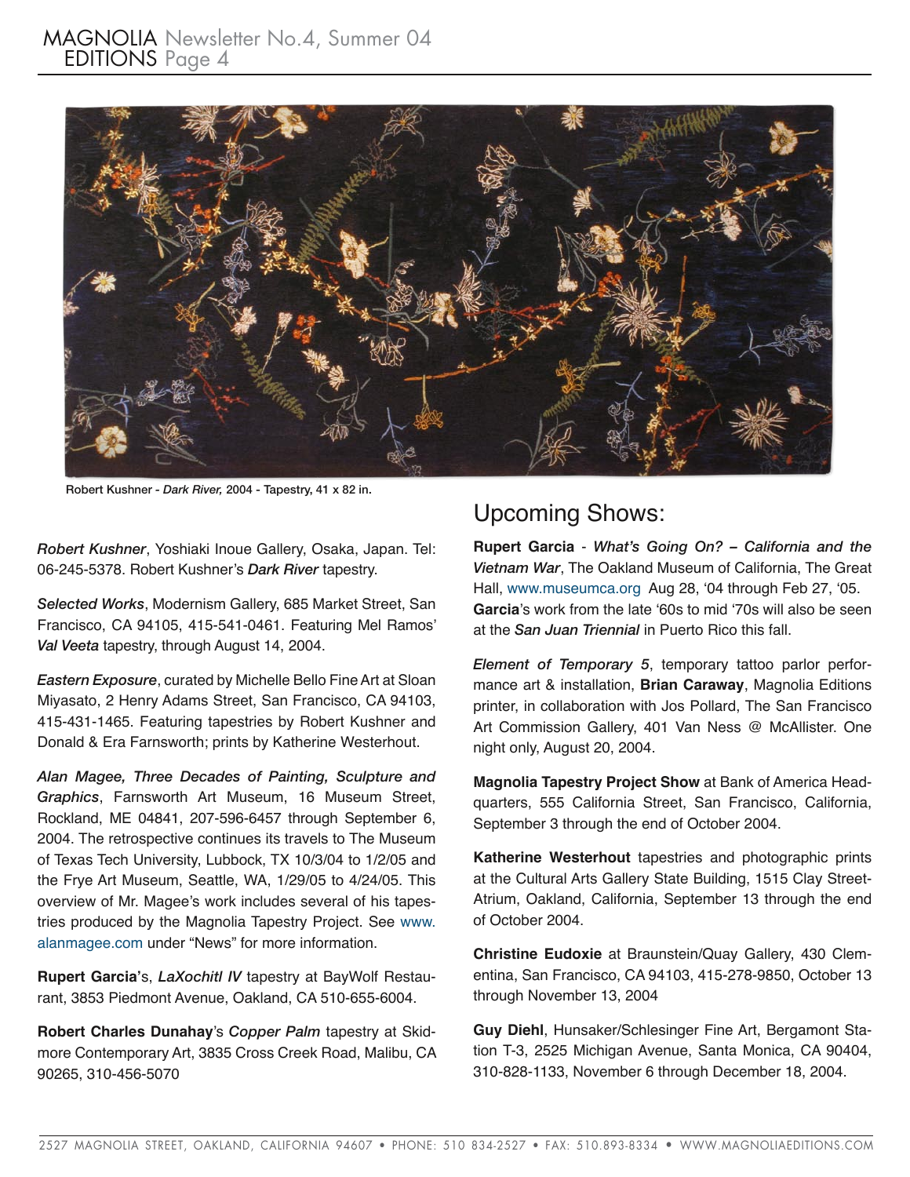Robert Kushner - *Dark River,* 2004 - Tapestry, 41 x 82 in.

***Robert Kushner***, Yoshiaki Inoue Gallery, Osaka, Japan. Tel: 06-245-5378. Robert Kushner's ***Dark River*** tapestry.

***Selected Works***, Modernism Gallery, 685 Market Street, San Francisco, CA 94105, 415-541-0461. Featuring Mel Ramos' ***Val Veeta*** tapestry, through August 14, 2004.

***Eastern Exposure***, curated by Michelle Bello Fine Art at Sloan Miyasato, 2 Henry Adams Street, San Francisco, CA 94103, 415-431-1465. Featuring tapestries by Robert Kushner and Donald & Era Farnsworth; prints by Katherine Westerhout.

***Alan Magee, Three Decades of Painting, Sculpture and Graphics***, Farnsworth Art Museum, 16 Museum Street, Rockland, ME 04841, 207-596-6457 through September 6, 2004. The retrospective continues its travels to The Museum of Texas Tech University, Lubbock, TX 10/3/04 to 1/2/05 and the Frye Art Museum, Seattle, WA, 1/29/05 to 4/24/05. This overview of Mr. Magee's work includes several of his tapestries produced by the Magnolia Tapestry Project. See www.alanmagee.com under "News" for more information.

**Rupert Garcia**'s, ***LaXochitl IV*** tapestry at BayWolf Restaurant, 3853 Piedmont Avenue, Oakland, CA 510-655-6004.

**Robert Charles Dunahay**'s ***Copper Palm*** tapestry at Skidmore Contemporary Art, 3835 Cross Creek Road, Malibu, CA 90265, 310-456-5070

## Upcoming Shows:

**Rupert Garcia** - ***What's Going On? – California and the Vietnam War***, The Oakland Museum of California, The Great Hall, www.museumca.org Aug 28, '04 through Feb 27, '05. **Garcia**'s work from the late '60s to mid '70s will also be seen at the ***San Juan Triennial*** in Puerto Rico this fall.

***Element of Temporary 5***, temporary tattoo parlor performance art & installation, **Brian Caraway**, Magnolia Editions printer, in collaboration with Jos Pollard, The San Francisco Art Commission Gallery, 401 Van Ness @ McAllister. One night only, August 20, 2004.

**Magnolia Tapestry Project Show** at Bank of America Headquarters, 555 California Street, San Francisco, California, September 3 through the end of October 2004.

**Katherine Westerhout** tapestries and photographic prints at the Cultural Arts Gallery State Building, 1515 Clay Street-Atrium, Oakland, California, September 13 through the end of October 2004.

**Christine Eudoxie** at Braunstein/Quay Gallery, 430 Clementina, San Francisco, CA 94103, 415-278-9850, October 13 through November 13, 2004

**Guy Diehl**, Hunsaker/Schlesinger Fine Art, Bergamont Station T-3, 2525 Michigan Avenue, Santa Monica, CA 90404, 310-828-1133, November 6 through December 18, 2004.